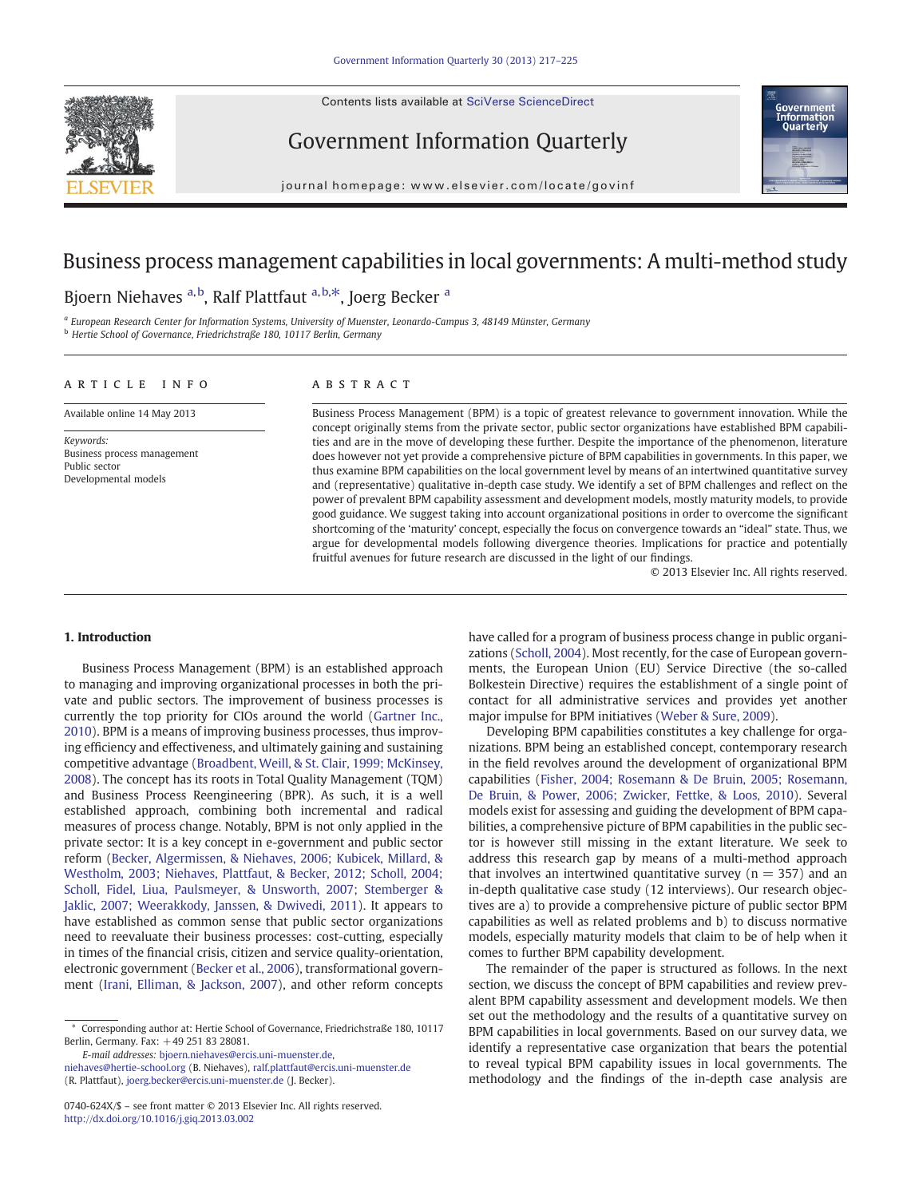# Business process management capabilities in local governments: A multi-method study

Bjoern Niehaves [a,b], Ralf Plattfaut [a,b,*], Joerg Becker [a]

[a] European Research Center for Information Systems, University of Muenster, Leonardo-Campus 3, 48149 Münster, Germany
[b] Hertie School of Governance, Friedrichstraße 180, 10117 Berlin, Germany

## ARTICLE INFO

Available online 14 May 2013

*Keywords:*
Business process management
Public sector
Developmental models

## ABSTRACT

Business Process Management (BPM) is a topic of greatest relevance to government innovation. While the concept originally stems from the private sector, public sector organizations have established BPM capabilities and are in the move of developing these further. Despite the importance of the phenomenon, literature does however not yet provide a comprehensive picture of BPM capabilities in governments. In this paper, we thus examine BPM capabilities on the local government level by means of an intertwined quantitative survey and (representative) qualitative in-depth case study. We identify a set of BPM challenges and reflect on the power of prevalent BPM capability assessment and development models, mostly maturity models, to provide good guidance. We suggest taking into account organizational positions in order to overcome the significant shortcoming of the 'maturity' concept, especially the focus on convergence towards an "ideal" state. Thus, we argue for developmental models following divergence theories. Implications for practice and potentially fruitful avenues for future research are discussed in the light of our findings.

© 2013 Elsevier Inc. All rights reserved.

## 1. Introduction

Business Process Management (BPM) is an established approach to managing and improving organizational processes in both the private and public sectors. The improvement of business processes is currently the top priority for CIOs around the world (Gartner Inc., 2010). BPM is a means of improving business processes, thus improving efficiency and effectiveness, and ultimately gaining and sustaining competitive advantage (Broadbent, Weill, & St. Clair, 1999; McKinsey, 2008). The concept has its roots in Total Quality Management (TQM) and Business Process Reengineering (BPR). As such, it is a well established approach, combining both incremental and radical measures of process change. Notably, BPM is not only applied in the private sector: It is a key concept in e-government and public sector reform (Becker, Algermissen, & Niehaves, 2006; Kubicek, Millard, & Westholm, 2003; Niehaves, Plattfaut, & Becker, 2012; Scholl, 2004; Scholl, Fidel, Liua, Paulsmeyer, & Unsworth, 2007; Stemberger & Jaklic, 2007; Weerakkody, Janssen, & Dwivedi, 2011). It appears to have established as common sense that public sector organizations need to reevaluate their business processes: cost-cutting, especially in times of the financial crisis, citizen and service quality-orientation, electronic government (Becker et al., 2006), transformational government (Irani, Elliman, & Jackson, 2007), and other reform concepts have called for a program of business process change in public organizations (Scholl, 2004). Most recently, for the case of European governments, the European Union (EU) Service Directive (the so-called Bolkestein Directive) requires the establishment of a single point of contact for all administrative services and provides yet another major impulse for BPM initiatives (Weber & Sure, 2009).

Developing BPM capabilities constitutes a key challenge for organizations. BPM being an established concept, contemporary research in the field revolves around the development of organizational BPM capabilities (Fisher, 2004; Rosemann & De Bruin, 2005; Rosemann, De Bruin, & Power, 2006; Zwicker, Fettke, & Loos, 2010). Several models exist for assessing and guiding the development of BPM capabilities, a comprehensive picture of BPM capabilities in the public sector is however still missing in the extant literature. We seek to address this research gap by means of a multi-method approach that involves an intertwined quantitative survey ($n = 357$) and an in-depth qualitative case study (12 interviews). Our research objectives are a) to provide a comprehensive picture of public sector BPM capabilities as well as related problems and b) to discuss normative models, especially maturity models that claim to be of help when it comes to further BPM capability development.

The remainder of the paper is structured as follows. In the next section, we discuss the concept of BPM capabilities and review prevalent BPM capability assessment and development models. We then set out the methodology and the results of a quantitative survey on BPM capabilities in local governments. Based on our survey data, we identify a representative case organization that bears the potential to reveal typical BPM capability issues in local governments. The methodology and the findings of the in-depth case analysis are

\* Corresponding author at: Hertie School of Governance, Friedrichstraße 180, 10117 Berlin, Germany. Fax: +49 251 83 28081.

*E-mail addresses:* bjoern.niehaves@ercis.uni-muenster.de, niehaves@hertie-school.org (B. Niehaves), ralf.plattfaut@ercis.uni-muenster.de (R. Plattfaut), joerg.becker@ercis.uni-muenster.de (J. Becker).

0740-624X/$ – see front matter © 2013 Elsevier Inc. All rights reserved.
http://dx.doi.org/10.1016/j.giq.2013.03.002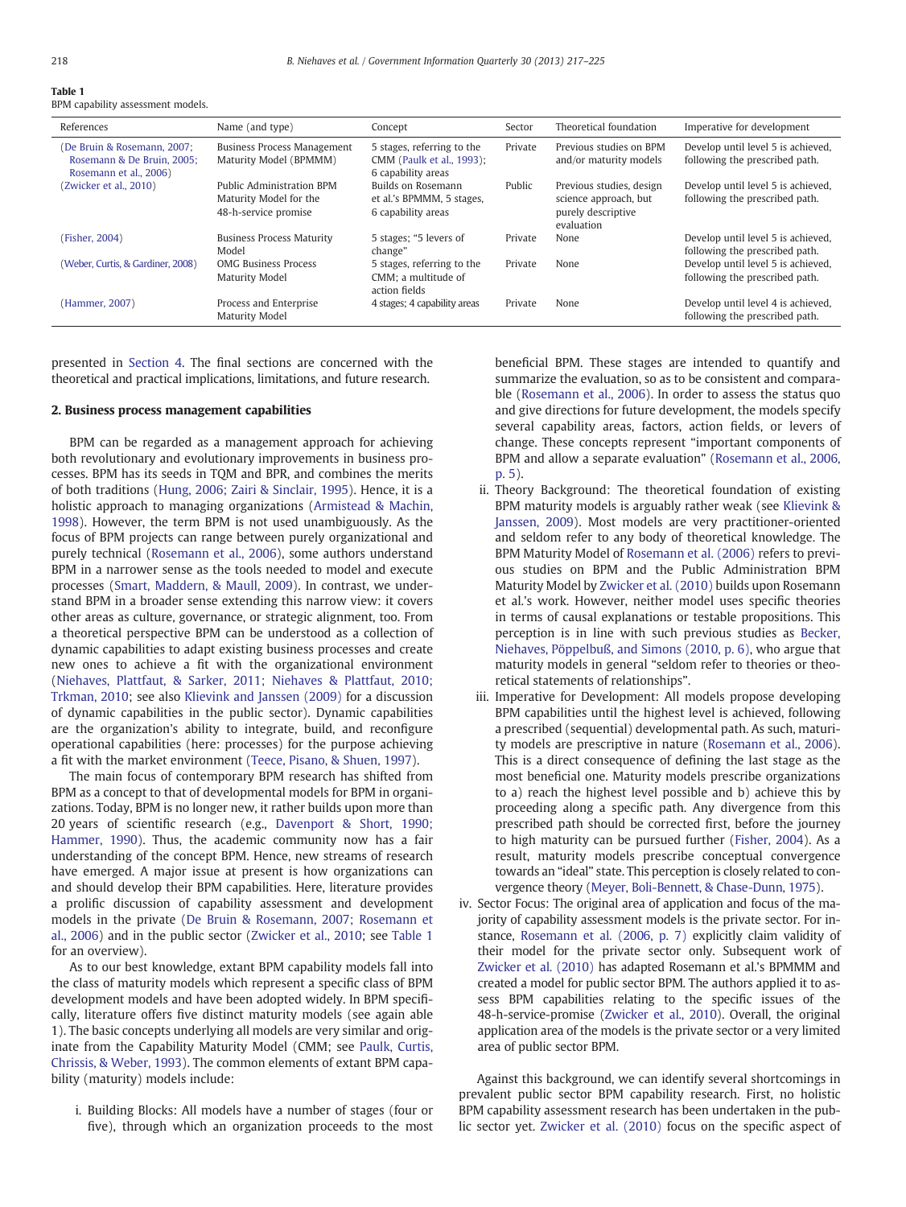Table 1
BPM capability assessment models.

| References | Name (and type) | Concept | Sector | Theoretical foundation | Imperative for development |
|---|---|---|---|---|---|
| (De Bruin & Rosemann, 2007; Rosemann & De Bruin, 2005; Rosemann et al., 2006) | Business Process Management Maturity Model (BPMMM) | 5 stages, referring to the CMM (Paulk et al., 1993); 6 capability areas | Private | Previous studies on BPM and/or maturity models | Develop until level 5 is achieved, following the prescribed path. |
| (Zwicker et al., 2010) | Public Administration BPM Maturity Model for the 48-h-service promise | Builds on Rosemann et al.'s BPMMM, 5 stages, 6 capability areas | Public | Previous studies, design science approach, but purely descriptive evaluation | Develop until level 5 is achieved, following the prescribed path. |
| (Fisher, 2004) | Business Process Maturity Model | 5 stages; "5 levers of change" | Private | None | Develop until level 5 is achieved, following the prescribed path. |
| (Weber, Curtis, & Gardiner, 2008) | OMG Business Process Maturity Model | 5 stages, referring to the CMM; a multitude of action fields | Private | None | Develop until level 5 is achieved, following the prescribed path. |
| (Hammer, 2007) | Process and Enterprise Maturity Model | 4 stages; 4 capability areas | Private | None | Develop until level 4 is achieved, following the prescribed path. |

presented in Section 4. The final sections are concerned with the theoretical and practical implications, limitations, and future research.

## 2. Business process management capabilities

BPM can be regarded as a management approach for achieving both revolutionary and evolutionary improvements in business processes. BPM has its seeds in TQM and BPR, and combines the merits of both traditions (Hung, 2006; Zairi & Sinclair, 1995). Hence, it is a holistic approach to managing organizations (Armistead & Machin, 1998). However, the term BPM is not used unambiguously. As the focus of BPM projects can range between purely organizational and purely technical (Rosemann et al., 2006), some authors understand BPM in a narrower sense as the tools needed to model and execute processes (Smart, Maddern, & Maull, 2009). In contrast, we understand BPM in a broader sense extending this narrow view: it covers other areas as culture, governance, or strategic alignment, too. From a theoretical perspective BPM can be understood as a collection of dynamic capabilities to adapt existing business processes and create new ones to achieve a fit with the organizational environment (Niehaves, Plattfaut, & Sarker, 2011; Niehaves & Plattfaut, 2010; Trkman, 2010; see also Klievink and Janssen (2009) for a discussion of dynamic capabilities in the public sector). Dynamic capabilities are the organization's ability to integrate, build, and reconfigure operational capabilities (here: processes) for the purpose achieving a fit with the market environment (Teece, Pisano, & Shuen, 1997).

The main focus of contemporary BPM research has shifted from BPM as a concept to that of developmental models for BPM in organizations. Today, BPM is no longer new, it rather builds upon more than 20 years of scientific research (e.g., Davenport & Short, 1990; Hammer, 1990). Thus, the academic community now has a fair understanding of the concept BPM. Hence, new streams of research have emerged. A major issue at present is how organizations can and should develop their BPM capabilities. Here, literature provides a prolific discussion of capability assessment and development models in the private (De Bruin & Rosemann, 2007; Rosemann et al., 2006) and in the public sector (Zwicker et al., 2010; see Table 1 for an overview).

As to our best knowledge, extant BPM capability models fall into the class of maturity models which represent a specific class of BPM development models and have been adopted widely. In BPM specifically, literature offers five distinct maturity models (see again able 1). The basic concepts underlying all models are very similar and originate from the Capability Maturity Model (CMM; see Paulk, Curtis, Chrissis, & Weber, 1993). The common elements of extant BPM capability (maturity) models include:

i. Building Blocks: All models have a number of stages (four or five), through which an organization proceeds to the most beneficial BPM. These stages are intended to quantify and summarize the evaluation, so as to be consistent and comparable (Rosemann et al., 2006). In order to assess the status quo and give directions for future development, the models specify several capability areas, factors, action fields, or levers of change. These concepts represent "important components of BPM and allow a separate evaluation" (Rosemann et al., 2006, p. 5).
ii. Theory Background: The theoretical foundation of existing BPM maturity models is arguably rather weak (see Klievink & Janssen, 2009). Most models are very practitioner-oriented and seldom refer to any body of theoretical knowledge. The BPM Maturity Model of Rosemann et al. (2006) refers to previous studies on BPM and the Public Administration BPM Maturity Model by Zwicker et al. (2010) builds upon Rosemann et al.'s work. However, neither model uses specific theories in terms of causal explanations or testable propositions. This perception is in line with such previous studies as Becker, Niehaves, Pöppelbuß, and Simons (2010, p. 6), who argue that maturity models in general "seldom refer to theories or theoretical statements of relationships".
iii. Imperative for Development: All models propose developing BPM capabilities until the highest level is achieved, following a prescribed (sequential) developmental path. As such, maturity models are prescriptive in nature (Rosemann et al., 2006). This is a direct consequence of defining the last stage as the most beneficial one. Maturity models prescribe organizations to a) reach the highest level possible and b) achieve this by proceeding along a specific path. Any divergence from this prescribed path should be corrected first, before the journey to high maturity can be pursued further (Fisher, 2004). As a result, maturity models prescribe conceptual convergence towards an "ideal" state. This perception is closely related to convergence theory (Meyer, Boli-Bennett, & Chase-Dunn, 1975).
iv. Sector Focus: The original area of application and focus of the majority of capability assessment models is the private sector. For instance, Rosemann et al. (2006, p. 7) explicitly claim validity of their model for the private sector only. Subsequent work of Zwicker et al. (2010) has adapted Rosemann et al.'s BPMMM and created a model for public sector BPM. The authors applied it to assess BPM capabilities relating to the specific issues of the 48-h-service-promise (Zwicker et al., 2010). Overall, the original application area of the models is the private sector or a very limited area of public sector BPM.

Against this background, we can identify several shortcomings in prevalent public sector BPM capability research. First, no holistic BPM capability assessment research has been undertaken in the public sector yet. Zwicker et al. (2010) focus on the specific aspect of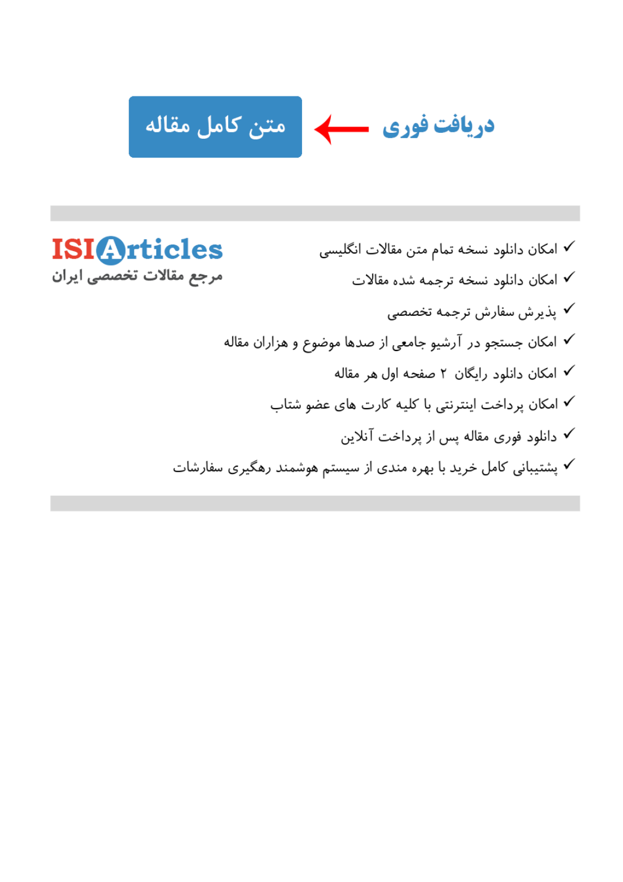دریافت فوری ← متن کامل مقاله

**ISIArticles**
مرجع مقالات تخصصی ایران

- ✓ امکان دانلود نسخه تمام متن مقالات انگلیسی
- ✓ امکان دانلود نسخه ترجمه شده مقالات
- ✓ پذیرش سفارش ترجمه تخصصی
- ✓ امکان جستجو در آرشیو جامعی از صدها موضوع و هزاران مقاله
- ✓ امکان دانلود رایگان ۲ صفحه اول هر مقاله
- ✓ امکان پرداخت اینترنتی با کلیه کارت های عضو شتاب
- ✓ دانلود فوری مقاله پس از پرداخت آنلاین
- ✓ پشتیبانی کامل خرید با بهره مندی از سیستم هوشمند رهگیری سفارشات